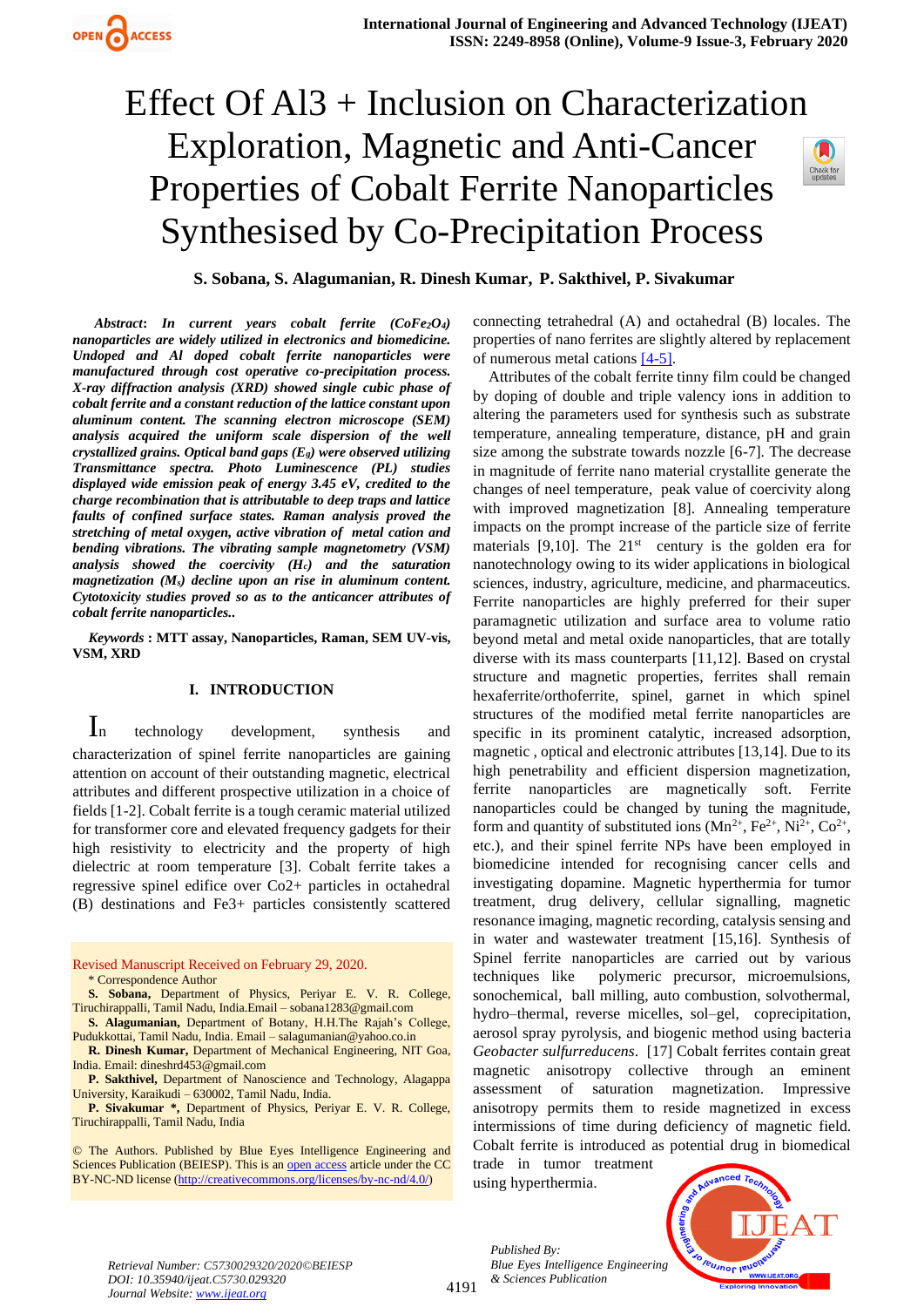# Effect Of Al3 + Inclusion on Characterization Exploration, Magnetic and Anti-Cancer Properties of Cobalt Ferrite Nanoparticles Synthesised by Co-Precipitation Process

**S. Sobana, S. Alagumanian, R. Dinesh Kumar, P. Sakthivel, P. Sivakumar**

***Abstract*: *In current years cobalt ferrite ($CoFe_2O_4$) nanoparticles are widely utilized in electronics and biomedicine. Undoped and Al doped cobalt ferrite nanoparticles were manufactured through cost operative co-precipitation process. X-ray diffraction analysis (XRD) showed single cubic phase of cobalt ferrite and a constant reduction of the lattice constant upon aluminum content. The scanning electron microscope (SEM) analysis acquired the uniform scale dispersion of the well crystallized grains. Optical band gaps ($E_g$) were observed utilizing Transmittance spectra. Photo Luminescence (PL) studies displayed wide emission peak of energy 3.45 eV, credited to the charge recombination that is attributable to deep traps and lattice faults of confined surface states. Raman analysis proved the stretching of metal oxygen, active vibration of metal cation and bending vibrations. The vibrating sample magnetometry (VSM) analysis showed the coercivity ($H_c$) and the saturation magnetization ($M_s$) decline upon an rise in aluminum content. Cytotoxicity studies proved so as to the anticancer attributes of cobalt ferrite nanoparticles..***

***Keywords* : MTT assay, Nanoparticles, Raman, SEM UV-vis, VSM, XRD**

## I. INTRODUCTION

In technology development, synthesis and characterization of spinel ferrite nanoparticles are gaining attention on account of their outstanding magnetic, electrical attributes and different prospective utilization in a choice of fields [1-2]. Cobalt ferrite is a tough ceramic material utilized for transformer core and elevated frequency gadgets for their high resistivity to electricity and the property of high dielectric at room temperature [3]. Cobalt ferrite takes a regressive spinel edifice over Co2+ particles in octahedral (B) destinations and Fe3+ particles consistently scattered connecting tetrahedral (A) and octahedral (B) locales. The properties of nano ferrites are slightly altered by replacement of numerous metal cations [4-5].

Attributes of the cobalt ferrite tinny film could be changed by doping of double and triple valency ions in addition to altering the parameters used for synthesis such as substrate temperature, annealing temperature, distance, pH and grain size among the substrate towards nozzle [6-7]. The decrease in magnitude of ferrite nano material crystallite generate the changes of neel temperature, peak value of coercivity along with improved magnetization [8]. Annealing temperature impacts on the prompt increase of the particle size of ferrite materials [9,10]. The 21st century is the golden era for nanotechnology owing to its wider applications in biological sciences, industry, agriculture, medicine, and pharmaceutics. Ferrite nanoparticles are highly preferred for their super paramagnetic utilization and surface area to volume ratio beyond metal and metal oxide nanoparticles, that are totally diverse with its mass counterparts [11,12]. Based on crystal structure and magnetic properties, ferrites shall remain hexaferrite/orthoferrite, spinel, garnet in which spinel structures of the modified metal ferrite nanoparticles are specific in its prominent catalytic, increased adsorption, magnetic , optical and electronic attributes [13,14]. Due to its high penetrability and efficient dispersion magnetization, ferrite nanoparticles are magnetically soft. Ferrite nanoparticles could be changed by tuning the magnitude, form and quantity of substituted ions ($Mn^{2+}$, $Fe^{2+}$, $Ni^{2+}$, $Co^{2+}$, etc.), and their spinel ferrite NPs have been employed in biomedicine intended for recognising cancer cells and investigating dopamine. Magnetic hyperthermia for tumor treatment, drug delivery, cellular signalling, magnetic resonance imaging, magnetic recording, catalysis sensing and in water and wastewater treatment [15,16]. Synthesis of Spinel ferrite nanoparticles are carried out by various techniques like polymeric precursor, microemulsions, sonochemical, ball milling, auto combustion, solvothermal, hydro–thermal, reverse micelles, sol–gel, coprecipitation, aerosol spray pyrolysis, and biogenic method using bacteria *Geobacter sulfurreducens*. [17] Cobalt ferrites contain great magnetic anisotropy collective through an eminent assessment of saturation magnetization. Impressive anisotropy permits them to reside magnetized in excess intermissions of time during deficiency of magnetic field. Cobalt ferrite is introduced as potential drug in biomedical trade in tumor treatment using hyperthermia.

Revised Manuscript Received on February 29, 2020.

\* Correspondence Author

**S. Sobana,** Department of Physics, Periyar E. V. R. College, Tiruchirappalli, Tamil Nadu, India.Email – sobana1283@gmail.com

**S. Alagumanian,** Department of Botany, H.H.The Rajah's College, Pudukkottai, Tamil Nadu, India. Email – salagumanian@yahoo.co.in

**R. Dinesh Kumar,** Department of Mechanical Engineering, NIT Goa, India. Email: dineshrd453@gmail.com

**P. Sakthivel,** Department of Nanoscience and Technology, Alagappa University, Karaikudi – 630002, Tamil Nadu, India.

**P. Sivakumar \*,** Department of Physics, Periyar E. V. R. College, Tiruchirappalli, Tamil Nadu, India

© The Authors. Published by Blue Eyes Intelligence Engineering and Sciences Publication (BEIESP). This is an open access article under the CC BY-NC-ND license (http://creativecommons.org/licenses/by-nc-nd/4.0/)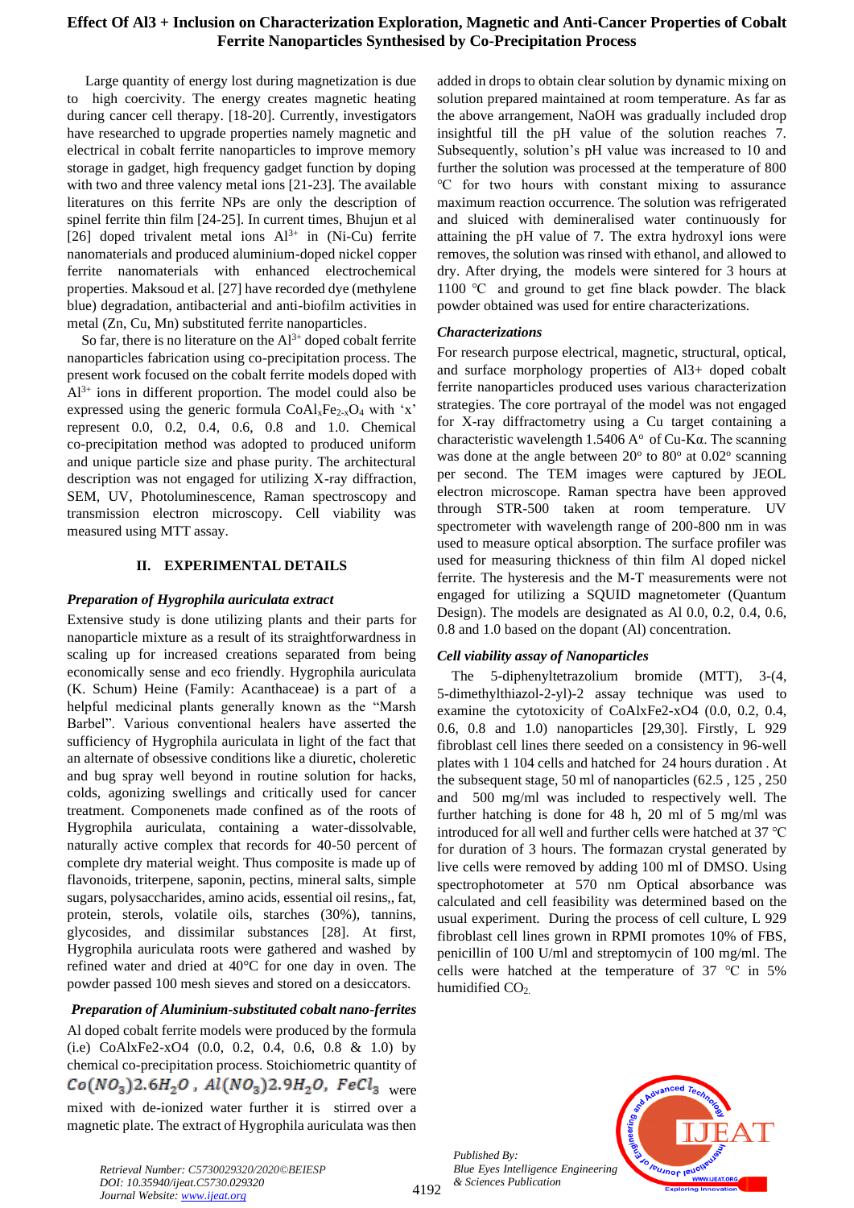Large quantity of energy lost during magnetization is due to high coercivity. The energy creates magnetic heating during cancer cell therapy. [18-20]. Currently, investigators have researched to upgrade properties namely magnetic and electrical in cobalt ferrite nanoparticles to improve memory storage in gadget, high frequency gadget function by doping with two and three valency metal ions [21-23]. The available literatures on this ferrite NPs are only the description of spinel ferrite thin film [24-25]. In current times, Bhujun et al [26] doped trivalent metal ions $Al^{3+}$ in (Ni-Cu) ferrite nanomaterials and produced aluminium-doped nickel copper ferrite nanomaterials with enhanced electrochemical properties. Maksoud et al. [27] have recorded dye (methylene blue) degradation, antibacterial and anti-biofilm activities in metal (Zn, Cu, Mn) substituted ferrite nanoparticles.

So far, there is no literature on the $Al^{3+}$ doped cobalt ferrite nanoparticles fabrication using co-precipitation process. The present work focused on the cobalt ferrite models doped with $Al^{3+}$ ions in different proportion. The model could also be expressed using the generic formula $CoAl_xFe_{2-x}O_4$ with 'x' represent 0.0, 0.2, 0.4, 0.6, 0.8 and 1.0. Chemical co-precipitation method was adopted to produced uniform and unique particle size and phase purity. The architectural description was not engaged for utilizing X-ray diffraction, SEM, UV, Photoluminescence, Raman spectroscopy and transmission electron microscopy. Cell viability was measured using MTT assay.

## II. EXPERIMENTAL DETAILS

### *Preparation of Hygrophila auriculata extract*

Extensive study is done utilizing plants and their parts for nanoparticle mixture as a result of its straightforwardness in scaling up for increased creations separated from being economically sense and eco friendly. Hygrophila auriculata (K. Schum) Heine (Family: Acanthaceae) is a part of a helpful medicinal plants generally known as the "Marsh Barbel". Various conventional healers have asserted the sufficiency of Hygrophila auriculata in light of the fact that an alternate of obsessive conditions like a diuretic, choleretic and bug spray well beyond in routine solution for hacks, colds, agonizing swellings and critically used for cancer treatment. Componenets made confined as of the roots of Hygrophila auriculata, containing a water-dissolvable, naturally active complex that records for 40-50 percent of complete dry material weight. Thus composite is made up of flavonoids, triterpene, saponin, pectins, mineral salts, simple sugars, polysaccharides, amino acids, essential oil resins,, fat, protein, sterols, volatile oils, starches (30%), tannins, glycosides, and dissimilar substances [28]. At first, Hygrophila auriculata roots were gathered and washed by refined water and dried at 40°C for one day in oven. The powder passed 100 mesh sieves and stored on a desiccators.

### *Preparation of Aluminium-substituted cobalt nano-ferrites*

Al doped cobalt ferrite models were produced by the formula (i.e) $CoAlxFe2-xO4$ (0.0, 0.2, 0.4, 0.6, 0.8 & 1.0) by chemical co-precipitation process. Stoichiometric quantity of $Co(NO_3)2.6H_2O$ , $Al(NO_3)2.9H_2O$, $FeCl_3$ were mixed with de-ionized water further it is stirred over a magnetic plate. The extract of Hygrophila auriculata was then added in drops to obtain clear solution by dynamic mixing on solution prepared maintained at room temperature. As far as the above arrangement, NaOH was gradually included drop insightful till the pH value of the solution reaches 7. Subsequently, solution's pH value was increased to 10 and further the solution was processed at the temperature of 800 °C for two hours with constant mixing to assurance maximum reaction occurrence. The solution was refrigerated and sluiced with demineralised water continuously for attaining the pH value of 7. The extra hydroxyl ions were removes, the solution was rinsed with ethanol, and allowed to dry. After drying, the models were sintered for 3 hours at 1100 °C and ground to get fine black powder. The black powder obtained was used for entire characterizations.

### *Characterizations*

For research purpose electrical, magnetic, structural, optical, and surface morphology properties of Al3+ doped cobalt ferrite nanoparticles produced uses various characterization strategies. The core portrayal of the model was not engaged for X-ray diffractometry using a Cu target containing a characteristic wavelength 1.5406 A° of Cu-Kα. The scanning was done at the angle between 20° to 80° at 0.02° scanning per second. The TEM images were captured by JEOL electron microscope. Raman spectra have been approved through STR-500 taken at room temperature. UV spectrometer with wavelength range of 200-800 nm in was used to measure optical absorption. The surface profiler was used for measuring thickness of thin film Al doped nickel ferrite. The hysteresis and the M-T measurements were not engaged for utilizing a SQUID magnetometer (Quantum Design). The models are designated as Al 0.0, 0.2, 0.4, 0.6, 0.8 and 1.0 based on the dopant (Al) concentration.

### *Cell viability assay of Nanoparticles*

The 5-diphenyltetrazolium bromide (MTT), 3-(4, 5-dimethylthiazol-2-yl)-2 assay technique was used to examine the cytotoxicity of $CoAlxFe2-xO4$ (0.0, 0.2, 0.4, 0.6, 0.8 and 1.0) nanoparticles [29,30]. Firstly, L 929 fibroblast cell lines there seeded on a consistency in 96-well plates with 1 104 cells and hatched for 24 hours duration . At the subsequent stage, 50 ml of nanoparticles (62.5 , 125 , 250 and 500 mg/ml was included to respectively well. The further hatching is done for 48 h, 20 ml of 5 mg/ml was introduced for all well and further cells were hatched at 37 °C for duration of 3 hours. The formazan crystal generated by live cells were removed by adding 100 ml of DMSO. Using spectrophotometer at 570 nm Optical absorbance was calculated and cell feasibility was determined based on the usual experiment. During the process of cell culture, L 929 fibroblast cell lines grown in RPMI promotes 10% of FBS, penicillin of 100 U/ml and streptomycin of 100 mg/ml. The cells were hatched at the temperature of 37 ℃ in 5% humidified $CO_2$.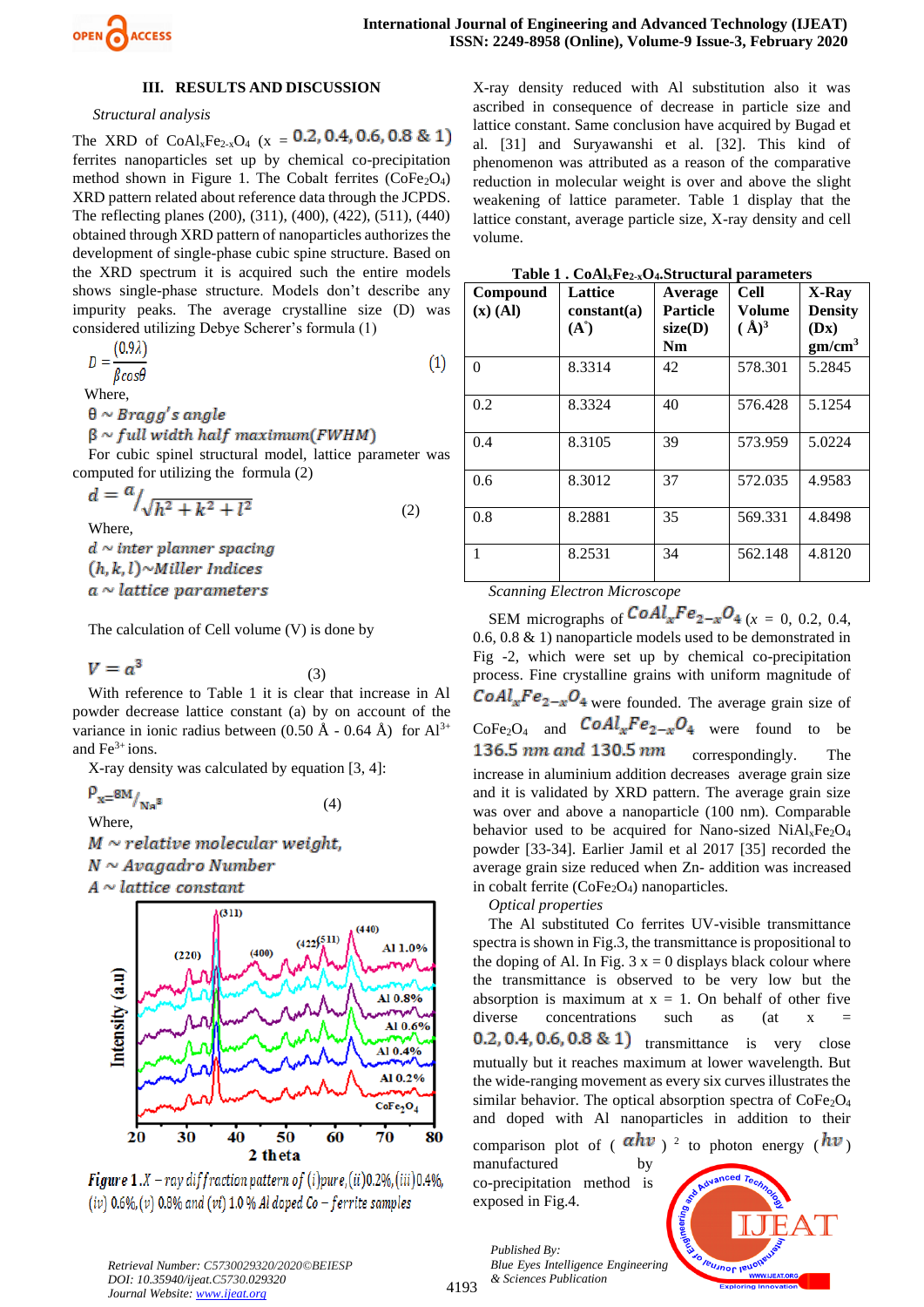## III. RESULTS AND DISCUSSION

*Structural analysis*

The XRD of $CoAl_xFe_{2-x}O_4$ (x = 0.2, 0.4, 0.6, 0.8 & 1) ferrites nanoparticles set up by chemical co-precipitation method shown in Figure 1. The Cobalt ferrites ($CoFe_2O_4$) XRD pattern related about reference data through the JCPDS. The reflecting planes (200), (311), (400), (422), (511), (440) obtained through XRD pattern of nanoparticles authorizes the development of single-phase cubic spine structure. Based on the XRD spectrum it is acquired such the entire models shows single-phase structure. Models don't describe any impurity peaks. The average crystalline size (D) was considered utilizing Debye Scherer's formula (1)

$$D = \frac{(0.9\lambda)}{\beta cos\theta} \quad (1)$$

Where,

$\theta \sim Bragg's\ angle$

$\beta \sim full\ width\ half\ maximum(FWHM)$

For cubic spinel structural model, lattice parameter was computed for utilizing the formula (2)

$$d = a/\sqrt{h^2 + k^2 + l^2} \quad (2)$$

Where,

$d \sim inter\ planner\ spacing$

$(h, k, l) \sim Miller\ Indices$

$a \sim lattice\ parameters$

The calculation of Cell volume (V) is done by

$$V = a^3 \quad (3)$$

With reference to Table 1 it is clear that increase in Al powder decrease lattice constant (a) by on account of the variance in ionic radius between (0.50 Å - 0.64 Å) for $Al^{3+}$ and $Fe^{3+}$ ions.

X-ray density was calculated by equation [3, 4]:

$$\rho_x = 8M/_{Na^3} \quad (4)$$

Where,

$M \sim relative\ molecular\ weight,$

$N \sim Avagadro\ Number$

$A \sim lattice\ constant$

**Figure 1**. $X-ray\ diffraction\ pattern\ of\ (i)pure, (ii) 0.2\%, (iii) 0.4\%, (iv)\ 0.6\%, (v)\ 0.8\%\ and\ (vi)\ 1.0\ \%\ Al\ doped\ Co-ferrite\ samples$

X-ray density reduced with Al substitution also it was ascribed in consequence of decrease in particle size and lattice constant. Same conclusion have acquired by Bugad et al. [31] and Suryawanshi et al. [32]. This kind of phenomenon was attributed as a reason of the comparative reduction in molecular weight is over and above the slight weakening of lattice parameter. Table 1 display that the lattice constant, average particle size, X-ray density and cell volume.

**Table 1 . $CoAl_xFe_{2-x}O_4$.Structural parameters**

| Compound (x) (Al) | Lattice constant(a) (A°) | Average Particle size(D) Nm | Cell Volume ( Å)$^3$ | X-Ray Density (Dx) gm/cm$^3$ |
|---|---|---|---|---|
| 0 | 8.3314 | 42 | 578.301 | 5.2845 |
| 0.2 | 8.3324 | 40 | 576.428 | 5.1254 |
| 0.4 | 8.3105 | 39 | 573.959 | 5.0224 |
| 0.6 | 8.3012 | 37 | 572.035 | 4.9583 |
| 0.8 | 8.2881 | 35 | 569.331 | 4.8498 |
| 1 | 8.2531 | 34 | 562.148 | 4.8120 |

*Scanning Electron Microscope*

SEM micrographs of $CoAl_xFe_{2-x}O_4$ (x = 0, 0.2, 0.4, 0.6, 0.8 & 1) nanoparticle models used to be demonstrated in Fig -2, which were set up by chemical co-precipitation process. Fine crystalline grains with uniform magnitude of $CoAl_xFe_{2-x}O_4$ were founded. The average grain size of $CoFe_2O_4$ and $CoAl_xFe_{2-x}O_4$ were found to be $136.5\ nm\ and\ 130.5\ nm$ correspondingly. The increase in aluminium addition decreases average grain size and it is validated by XRD pattern. The average grain size was over and above a nanoparticle (100 nm). Comparable behavior used to be acquired for Nano-sized $NiAl_xFe_2O_4$ powder [33-34]. Earlier Jamil et al 2017 [35] recorded the average grain size reduced when Zn- addition was increased in cobalt ferrite ($CoFe_2O_4$) nanoparticles.

*Optical properties*

The Al substituted Co ferrites UV-visible transmittance spectra is shown in Fig.3, the transmittance is propositional to the doping of Al. In Fig. 3 x = 0 displays black colour where the transmittance is observed to be very low but the absorption is maximum at x = 1. On behalf of other five diverse concentrations such as (at x = 0.2, 0.4, 0.6, 0.8 & 1) transmittance is very close mutually but it reaches maximum at lower wavelength. But the wide-ranging movement as every six curves illustrates the similar behavior. The optical absorption spectra of $CoFe_2O_4$ and doped with Al nanoparticles in addition to their comparison plot of ( $\alpha h\nu$ ) $^2$ to photon energy ($h\nu$) manufactured by co-precipitation method is exposed in Fig.4.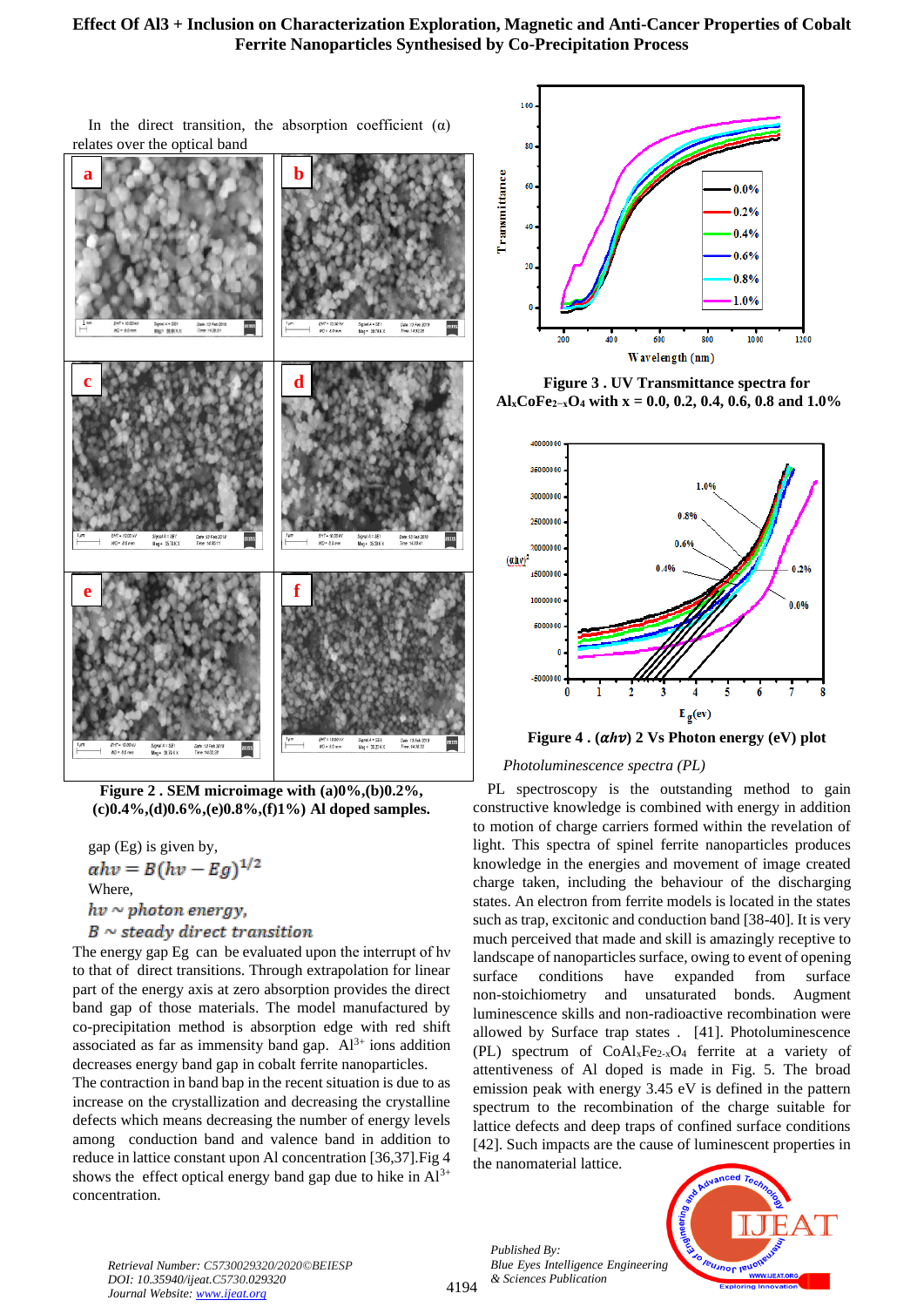In the direct transition, the absorption coefficient (α) relates over the optical band

**Figure 2 . SEM microimage with (a)0%,(b)0.2%, (c)0.4%,(d)0.6%,(e)0.8%,(f)1%) Al doped samples.**

gap (Eg) is given by,

$$\alpha h\nu = B(h\nu - Eg)^{1/2}$$

Where,

$h\nu$ ~ *photon energy,*

$B$ ~ *steady direct transition*

The energy gap Eg can be evaluated upon the interrupt of hν to that of direct transitions. Through extrapolation for linear part of the energy axis at zero absorption provides the direct band gap of those materials. The model manufactured by co-precipitation method is absorption edge with red shift associated as far as immensity band gap. $Al^{3+}$ ions addition decreases energy band gap in cobalt ferrite nanoparticles.

The contraction in band bap in the recent situation is due to as increase on the crystallization and decreasing the crystalline defects which means decreasing the number of energy levels among conduction band and valence band in addition to reduce in lattice constant upon Al concentration [36,37].Fig 4 shows the effect optical energy band gap due to hike in $Al^{3+}$ concentration.

**Figure 3 . UV Transmittance spectra for $Al_xCoFe_{2-x}O_4$ with x = 0.0, 0.2, 0.4, 0.6, 0.8 and 1.0%**

**Figure 4 . $(\alpha h\nu)$ 2 Vs Photon energy (eV) plot**

*Photoluminescence spectra (PL)*

PL spectroscopy is the outstanding method to gain constructive knowledge is combined with energy in addition to motion of charge carriers formed within the revelation of light. This spectra of spinel ferrite nanoparticles produces knowledge in the energies and movement of image created charge taken, including the behaviour of the discharging states. An electron from ferrite models is located in the states such as trap, excitonic and conduction band [38-40]. It is very much perceived that made and skill is amazingly receptive to landscape of nanoparticles surface, owing to event of opening surface conditions have expanded from surface non-stoichiometry and unsaturated bonds. Augment luminescence skills and non-radioactive recombination were allowed by Surface trap states . [41]. Photoluminescence (PL) spectrum of $CoAl_xFe_{2-x}O_4$ ferrite at a variety of attentiveness of Al doped is made in Fig. 5. The broad emission peak with energy 3.45 eV is defined in the pattern spectrum to the recombination of the charge suitable for lattice defects and deep traps of confined surface conditions [42]. Such impacts are the cause of luminescent properties in the nanomaterial lattice.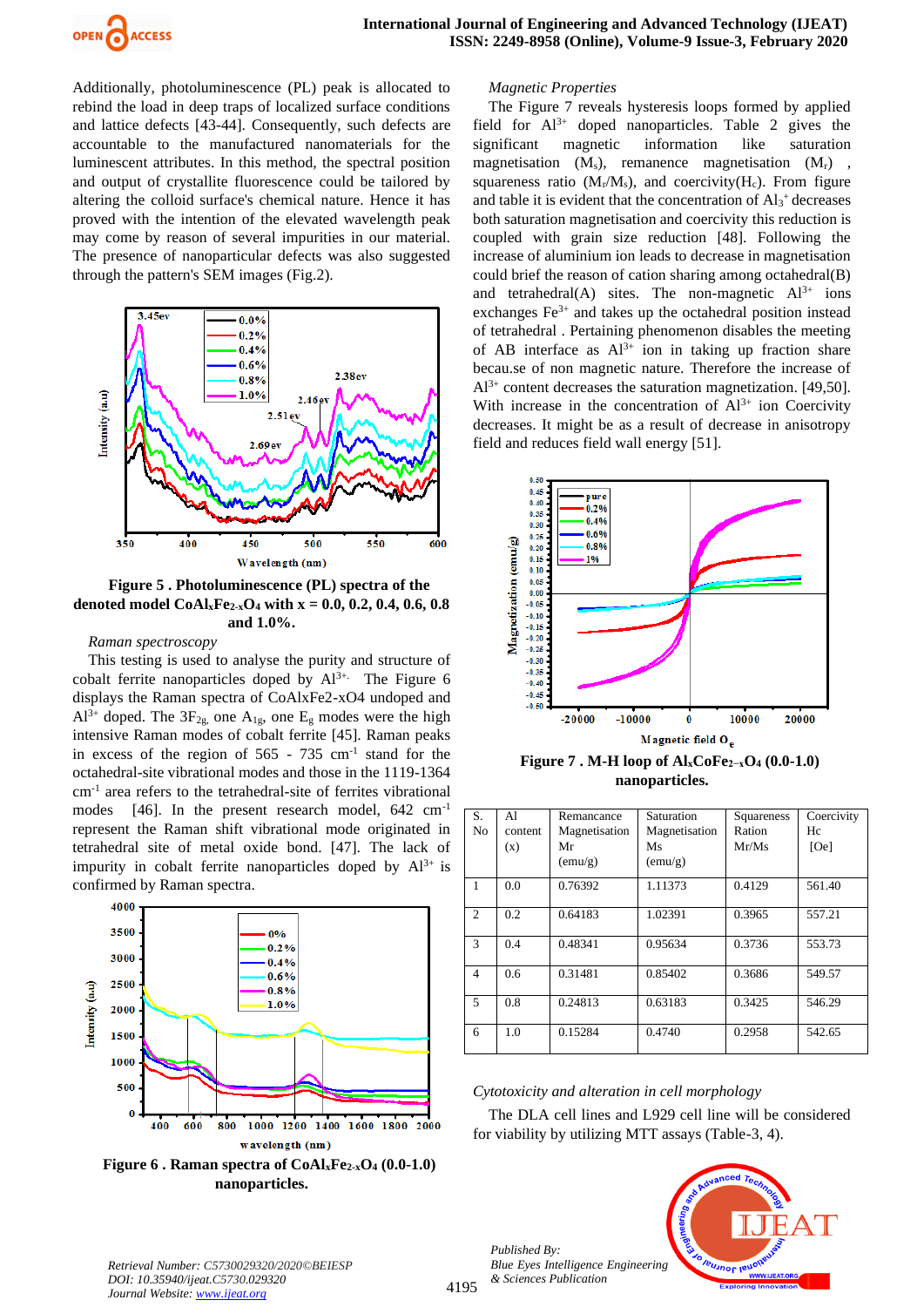Additionally, photoluminescence (PL) peak is allocated to rebind the load in deep traps of localized surface conditions and lattice defects [43-44]. Consequently, such defects are accountable to the manufactured nanomaterials for the luminescent attributes. In this method, the spectral position and output of crystallite fluorescence could be tailored by altering the colloid surface's chemical nature. Hence it has proved with the intention of the elevated wavelength peak may come by reason of several impurities in our material. The presence of nanoparticular defects was also suggested through the pattern's SEM images (Fig.2).

**Figure 5 . Photoluminescence (PL) spectra of the denoted model $CoAl_xFe_{2-x}O_4$ with x = 0.0, 0.2, 0.4, 0.6, 0.8 and 1.0%.**

*Raman spectroscopy*

This testing is used to analyse the purity and structure of cobalt ferrite nanoparticles doped by $Al^{3+}$. The Figure 6 displays the Raman spectra of CoAlxFe2-xO4 undoped and $Al^{3+}$ doped. The $3F_{2g}$, one $A_{1g}$, one $E_g$ modes were the high intensive Raman modes of cobalt ferrite [45]. Raman peaks in excess of the region of 565 - 735 $cm^{-1}$ stand for the octahedral-site vibrational modes and those in the 1119-1364 $cm^{-1}$ area refers to the tetrahedral-site of ferrites vibrational modes [46]. In the present research model, 642 $cm^{-1}$ represent the Raman shift vibrational mode originated in tetrahedral site of metal oxide bond. [47]. The lack of impurity in cobalt ferrite nanoparticles doped by $Al^{3+}$ is confirmed by Raman spectra.

**Figure 6 . Raman spectra of $CoAl_xFe_{2-x}O_4$ (0.0-1.0) nanoparticles.**

*Magnetic Properties*

The Figure 7 reveals hysteresis loops formed by applied field for $Al^{3+}$ doped nanoparticles. Table 2 gives the significant magnetic information like saturation magnetisation ($M_s$), remanence magnetisation ($M_r$) , squareness ratio ($M_r/M_s$), and coercivity($H_c$). From figure and table it is evident that the concentration of $Al_3^{+}$ decreases both saturation magnetisation and coercivity this reduction is coupled with grain size reduction [48]. Following the increase of aluminium ion leads to decrease in magnetisation could brief the reason of cation sharing among octahedral(B) and tetrahedral(A) sites. The non-magnetic $Al^{3+}$ ions exchanges $Fe^{3+}$ and takes up the octahedral position instead of tetrahedral . Pertaining phenomenon disables the meeting of AB interface as $Al^{3+}$ ion in taking up fraction share becau.se of non magnetic nature. Therefore the increase of $Al^{3+}$ content decreases the saturation magnetization. [49,50]. With increase in the concentration of $Al^{3+}$ ion Coercivity decreases. It might be as a result of decrease in anisotropy field and reduces field wall energy [51].

**Figure 7 . M-H loop of $Al_xCoFe_{2-x}O_4$ (0.0-1.0) nanoparticles.**

| S. No | Al content (x) | Remancance Magnetisation Mr (emu/g) | Saturation Magnetisation Ms (emu/g) | Squareness Ration Mr/Ms | Coercivity Hc [Oe] |
|---|---|---|---|---|---|
| 1 | 0.0 | 0.76392 | 1.11373 | 0.4129 | 561.40 |
| 2 | 0.2 | 0.64183 | 1.02391 | 0.3965 | 557.21 |
| 3 | 0.4 | 0.48341 | 0.95634 | 0.3736 | 553.73 |
| 4 | 0.6 | 0.31481 | 0.85402 | 0.3686 | 549.57 |
| 5 | 0.8 | 0.24813 | 0.63183 | 0.3425 | 546.29 |
| 6 | 1.0 | 0.15284 | 0.4740 | 0.2958 | 542.65 |

*Cytotoxicity and alteration in cell morphology*

The DLA cell lines and L929 cell line will be considered for viability by utilizing MTT assays (Table-3, 4).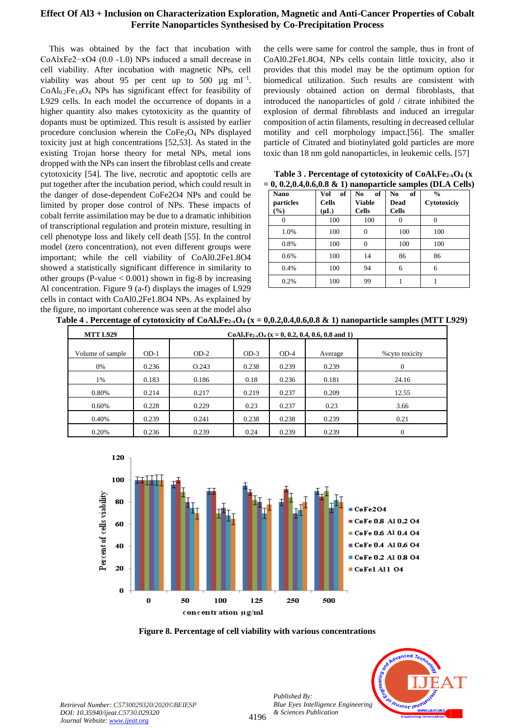This was obtained by the fact that incubation with CoAlxFe2−xO4 (0.0 -1.0) NPs induced a small decrease in cell viability. After incubation with magnetic NPs, cell viability was about 95 per cent up to 500 µg ml$^{-1}$. $CoAl_{0.2}Fe_{1.8}O_4$ NPs has significant effect for feasibility of L929 cells. In each model the occurrence of dopants in a higher quantity also makes cytotoxicity as the quantity of dopants must be optimized. This result is assisted by earlier procedure conclusion wherein the $CoFe_2O_4$ NPs displayed toxicity just at high concentrations [52,53]. As stated in the existing Trojan horse theory for metal NPs, metal ions dropped with the NPs can insert the fibroblast cells and create cytotoxicity [54]. The live, necrotic and apoptotic cells are put together after the incubation period, which could result in the danger of dose-dependent CoFe2O4 NPs and could be limited by proper dose control of NPs. These impacts of cobalt ferrite assimilation may be due to a dramatic inhibition of transcriptional regulation and protein mixture, resulting in cell phenotype loss and likely cell death [55]. In the control model (zero concentration), not even different groups were important; while the cell viability of CoAl0.2Fe1.8O4 showed a statistically significant difference in similarity to other groups (P-value < 0.001) shown in fig-8 by increasing Al concentration. Figure 9 (a-f) displays the images of L929 cells in contact with CoAl0.2Fe1.8O4 NPs. As explained by the figure, no important coherence was seen at the model also the cells were same for control the sample, thus in front of CoAl0.2Fe1.8O4, NPs cells contain little toxicity, also it provides that this model may be the optimum option for biomedical utilization. Such results are consistent with previously obtained action on dermal fibroblasts, that introduced the nanoparticles of gold / citrate inhibited the explosion of dermal fibroblasts and induced an irregular composition of actin filaments, resulting in decreased cellular motility and cell morphology impact.[56]. The smaller particle of Citrated and biotinylated gold particles are more toxic than 18 nm gold nanoparticles, in leukemic cells. [57]

**Table 3 . Percentage of cytotoxicity of $CoAl_xFe_{2-x}O_4$ (x = 0, 0.2,0.4,0.6,0.8 & 1) nanoparticle samples (DLA Cells)**

| Nano particles (%) | Vol of Cells (µL) | No of Viable Cells | No of Dead Cells | % Cytotoxiciy |
|---|---|---|---|---|
| 0 | 100 | 100 | 0 | 0 |
| 1.0% | 100 | 0 | 100 | 100 |
| 0.8% | 100 | 0 | 100 | 100 |
| 0.6% | 100 | 14 | 86 | 86 |
| 0.4% | 100 | 94 | 6 | 6 |
| 0.2% | 100 | 99 | 1 | 1 |

**Table 4 . Percentage of cytotoxicity of $CoAl_xFe_{2-x}O_4$ (x = 0,0.2,0.4,0.6,0.8 & 1) nanoparticle samples (MTT L929)**

| MTT L929 | $CoAl_xFe_{2-x}O_4$ (x = 0, 0.2, 0.4, 0.6, 0.8 and 1) | | | | | |
|---|---|---|---|---|---|---|
| Volume of sample | OD-1 | OD-2 | OD-3 | OD-4 | Average | %cyto toxicity |
| 0% | 0.236 | O.243 | 0.238 | 0.239 | 0.239 | 0 |
| 1% | 0.183 | 0.186 | 0.18 | 0.236 | 0.181 | 24.16 |
| 0.80% | 0.214 | 0.217 | 0.219 | 0.237 | 0.209 | 12.55 |
| 0.60% | 0.228 | 0.229 | 0.23 | 0.237 | 0.23 | 3.66 |
| 0.40% | 0.239 | 0.241 | 0.238 | 0.238 | 0.239 | 0.21 |
| 0.20% | 0.236 | 0.239 | 0.24 | 0.239 | 0.239 | 0 |

**Figure 8. Percentage of cell viability with various concentrations**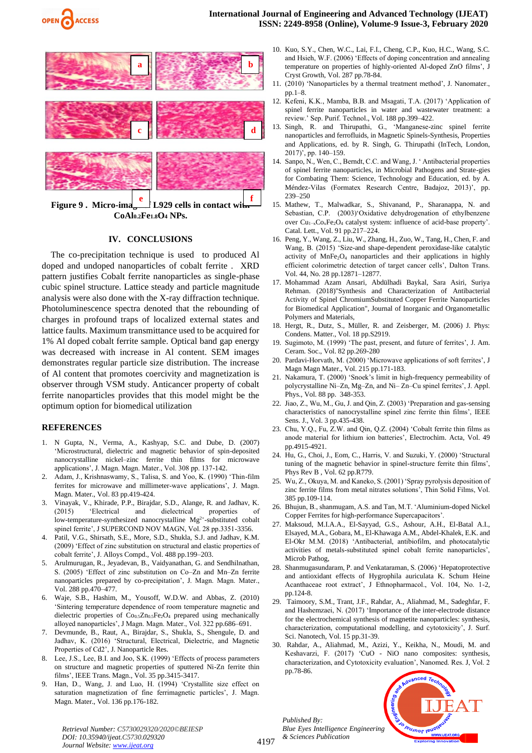Figure 9 . Micro-images of L929 cells in contact with $CoAl_{0.2}Fe_{1.8}O_4$ NPs.

## IV. CONCLUSIONS

The co-precipitation technique is used to produced Al doped and undoped nanoparticles of cobalt ferrite . XRD pattern justifies Cobalt ferrite nanoparticles as single-phase cubic spinel structure. Lattice steady and particle magnitude analysis were also done with the X-ray diffraction technique. Photoluminescence spectra denoted that the rebounding of charges in profound traps of localized external states and lattice faults. Maximum transmittance used to be acquired for 1% Al doped cobalt ferrite sample. Optical band gap energy was decreased with increase in Al content. SEM images demonstrates regular particle size distribution. The increase of Al content that promotes coercivity and magnetization is observer through VSM study. Anticancer property of cobalt ferrite nanoparticles provides that this model might be the optimum option for biomedical utilization

## REFERENCES

1. N Gupta, N., Verma, A., Kashyap, S.C. and Dube, D. (2007) 'Microstructural, dielectric and magnetic behavior of spin-deposited nanocrystalline nickel–zinc ferrite thin films for microwave applications', J. Magn. Magn. Mater., Vol. 308 pp. 137-142.
2. Adam, J., Krishnaswamy, S., Talisa, S. and Yoo, K. (1990) 'Thin-film ferrites for microwave and millimeter-wave applications', J. Magn. Magn. Mater., Vol. 83 pp.419-424.
3. Vinayak, V., Khirade, P.P., Birajdar, S.D., Alange, R. and Jadhav, K. (2015) 'Electrical and dielectrical properties of low-temperature-synthesized nanocrystalline $Mg^{2+}$-substituted cobalt spinel ferrite', J SUPERCOND NOV MAGN, Vol. 28 pp.3351-3356.
4. Patil, V.G., Shirsath, S.E., More, S.D., Shukla, S.J. and Jadhav, K.M. (2009) 'Effect of zinc substitution on structural and elastic properties of cobalt ferrite', J. Alloys Compd., Vol. 488 pp.199–203.
5. Arulmurugan, R., Jeyadevan, B., Vaidyanathan, G. and Sendhilnathan, S. (2005) 'Effect of zinc substitution on Co–Zn and Mn–Zn ferrite nanoparticles prepared by co-precipitation', J. Magn. Magn. Mater., Vol. 288 pp.470–477.
6. Waje, S.B., Hashim, M., Yousoff, W.D.W. and Abbas, Z. (2010) 'Sintering temperature dependence of room temperature magnetic and dielectric properties of $Co_{0.5}Zn_{0.5}Fe_2O_4$ prepared using mechanically alloyed nanoparticles', J Magn. Magn. Mater., Vol. 322 pp.686–691.
7. Devmunde, B., Raut, A., Birajdar, S., Shukla, S., Shengule, D. and Jadhav, K. (2016) 'Structural, Electrical, Dielectric, and Magnetic Properties of Cd2', J. Nanoparticle Res.
8. Lee, J.S., Lee, B.I. and Joo, S.K. (1999) 'Effects of process parameters on structure and magnetic properties of sputtered Ni-Zn ferrite thin films', IEEE Trans. Magn., Vol. 35 pp.3415-3417.
9. Han, D., Wang, J. and Luo, H. (1994) 'Crystallite size effect on saturation magnetization of fine ferrimagnetic particles', J. Magn. Magn. Mater., Vol. 136 pp.176-182.
10. Kuo, S.Y., Chen, W.C., Lai, F.I., Cheng, C.P., Kuo, H.C., Wang, S.C. and Hsieh, W.F. (2006) 'Effects of doping concentration and annealing temperature on properties of highly-oriented Al-doped ZnO films', J Cryst Growth, Vol. 287 pp.78-84.
11. (2010) 'Nanoparticles by a thermal treatment method', J. Nanomater., pp.1–8.
12. Kefeni, K.K., Mamba, B.B. and Msagati, T.A. (2017) 'Application of spinel ferrite nanoparticles in water and wastewater treatment: a review.' Sep. Purif. Technol., Vol. 188 pp.399–422.
13. Singh, R. and Thirupathi, G., 'Manganese-zinc spinel ferrite nanoparticles and ferrofluids, in Magnetic Spinels-Synthesis, Properties and Applications, ed. by R. Singh, G. Thirupathi (InTech, London, 2017)', pp. 140–159.
14. Sanpo, N., Wen, C., Berndt, C.C. and Wang, J. ' Antibacterial properties of spinel ferrite nanoparticles, in Microbial Pathogens and Strate-gies for Combating Them: Science, Technology and Education, ed. by A. Méndez-Vilas (Formatex Research Centre, Badajoz, 2013)', pp. 239–250
15. Mathew, T., Malwadkar, S., Shivanand, P., Sharanappa, N. and Sebastian, C.P. (2003)'Oxidative dehydrogenation of ethylbenzene over $Cu_{1-x}Co_xFe_2O_4$ catalyst system: influence of acid-base property'. Catal. Lett., Vol. 91 pp.217–224.
16. Peng, Y., Wang, Z., Liu, W., Zhang, H., Zuo, W., Tang, H., Chen, F. and Wang, B. (2015) 'Size-and shape-dependent peroxidase-like catalytic activity of $MnFe_2O_4$ nanoparticles and their applications in highly efficient colorimetric detection of target cancer cells', Dalton Trans. Vol. 44, No. 28 pp.12871–12877.
17. Mohammad Azam Ansari, Abdülhadi Baykal, Sara Asiri, Suriya Rehman. (2018)"Synthesis and Characterization of Antibacterial Activity of Spinel ChromiumSubstituted Copper Ferrite Nanoparticles for Biomedical Application", Journal of Inorganic and Organometallic Polymers and Materials,
18. Hergt, R., Dutz, S., Müller, R. and Zeisberger, M. (2006) J. Phys: Condens. Matter., Vol. 18 pp.S2919.
19. Sugimoto, M. (1999) 'The past, present, and future of ferrites', J. Am. Ceram. Soc., Vol. 82 pp.269-280
20. Pardavi-Horvath, M. (2000) 'Microwave applications of soft ferrites', J Magn Magn Mater., Vol. 215 pp.171-183.
21. Nakamura, T. (2000) 'Snoek's limit in high-frequency permeability of polycrystalline Ni–Zn, Mg–Zn, and Ni– Zn–Cu spinel ferrites', J. Appl. Phys., Vol. 88 pp. 348-353.
22. Jiao, Z., Wu, M., Gu, J. and Qin, Z. (2003) 'Preparation and gas-sensing characteristics of nanocrystalline spinel zinc ferrite thin films', IEEE Sens. J., Vol. 3 pp.435-438.
23. Chu, Y.Q., Fu, Z.W. and Qin, Q.Z. (2004) 'Cobalt ferrite thin films as anode material for lithium ion batteries', Electrochim. Acta, Vol. 49 pp.4915-4921.
24. Hu, G., Choi, J., Eom, C., Harris, V. and Suzuki, Y. (2000) 'Structural tuning of the magnetic behavior in spinel-structure ferrite thin films', Phys Rev B , Vol. 62 pp.R779.
25. Wu, Z., Okuya, M. and Kaneko, S. (2001) 'Spray pyrolysis deposition of zinc ferrite films from metal nitrates solutions', Thin Solid Films, Vol. 385 pp.109-114.
26. Bhujun, B., shanmugam, A.S. and Tan, M.T. 'Aluminium-doped Nickel Copper Ferrites for high-performance Supercapacitors'.
27. Maksoud, M.I.A.A., El-Sayyad, G.S., Ashour, A.H., El-Batal A.I., Elsayed, M.A., Gobara, M., El-Khawaga A.M., Abdel-Khalek, E.K. and El-Okr M.M. (2018) 'Antibacterial, antibiofilm, and photocatalytic activities of metals-substituted spinel cobalt ferrite nanoparticles', Microb Pathog,
28. Shanmugasundaram, P. and Venkataraman, S. (2006) 'Hepatoprotective and antioxidant effects of Hygrophila auriculata K. Schum Heine Acanthaceae root extract', J Ethnopharmacol., Vol. 104, No. 1-2, pp.124-8.
29. Taimoory, S.M., Trant, J.F., Rahdar, A., Aliahmad, M., Sadeghfar, F. and Hashemzaei, N. (2017) 'Importance of the inter-electrode distance for the electrochemical synthesis of magnetite nanoparticles: synthesis, characterization, computational modelling, and cytotoxicity', J. Surf. Sci. Nanotech, Vol. 15 pp.31-39.
30. Rahdar, A., Aliahmad, M., Azizi, Y., Keikha, N., Moudi, M. and Keshavarzi, F. (2017) 'CuO - NiO nano composites: synthesis, characterization, and Cytotoxicity evaluation', Nanomed. Res. J, Vol. 2 pp.78-86.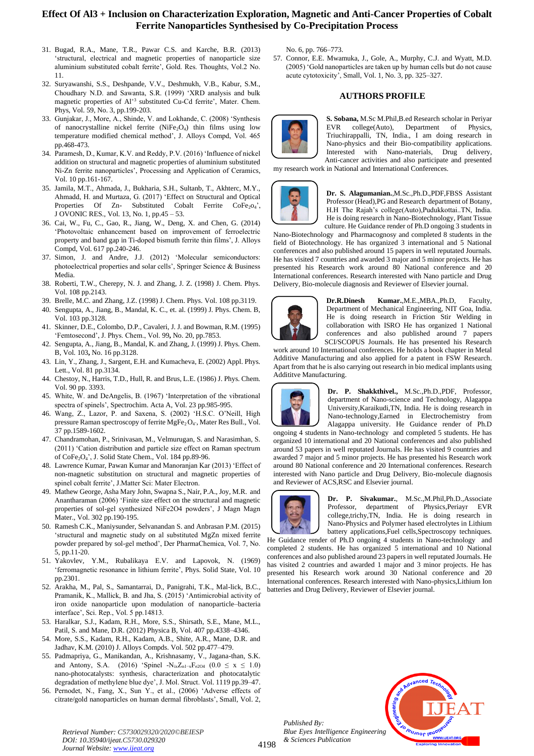31. Bugad, R.A., Mane, T.R., Pawar C.S. and Karche, B.R. (2013) 'structural, electrical and magnetic properties of nanoparticle size aluminium substituted cobalt ferrite', Gold. Res. Thoughts, Vol.2 No. 11.
32. Suryawanshi, S.S., Deshpande, V.V., Deshmukh, V.B., Kabur, S.M., Choudhary N.D. and Sawanta, S.R. (1999) 'XRD analysis and bulk magnetic properties of $Al^{+3}$ substituted Cu-Cd ferrite', Mater. Chem. Phys, Vol. 59, No. 3, pp.199-203.
33. Gunjakar, J., More, A., Shinde, V. and Lokhande, C. (2008) 'Synthesis of nanocrystalline nickel ferrite ($NiFe_2O_4$) thin films using low temperature modified chemical method', J. Alloys Compd, Vol. 465 pp.468-473.
34. Paramesh, D., Kumar, K.V. and Reddy, P.V. (2016) 'Influence of nickel addition on structural and magnetic properties of aluminium substituted Ni-Zn ferrite nanoparticles', Processing and Application of Ceramics, Vol. 10 pp.161-167.
35. Jamila, M.T., Ahmada, J., Bukharia, S.H., Sultanb, T., Akhterc, M.Y., Ahmadd, H. and Murtaza, G. (2017) 'Effect on Structural and Optical Properties Of Zn- Substituted Cobalt Ferrite $CoFe_2O_4$', J OVONIC RES., Vol. 13, No. 1, pp.45 – 53.
36. Cai, W., Fu, C., Gao, R., Jiang, W., Deng, X. and Chen, G. (2014) 'Photovoltaic enhancement based on improvement of ferroelectric property and band gap in Ti-doped bismuth ferrite thin films', J. Alloys Compd, Vol. 617 pp.240-246.
37. Simon, J. and Andre, J.J. (2012) 'Molecular semiconductors: photoelectrical properties and solar cells', Springer Science & Business Media.
38. Roberti, T.W., Cherepy, N. J. and Zhang, J. Z. (1998) J. Chem. Phys. Vol. 108 pp.2143.
39. Brelle, M.C. and Zhang, J.Z. (1998) J. Chem. Phys. Vol. 108 pp.3119.
40. Sengupta, A., Jiang, B., Mandal, K. C., et. al. (1999) J. Phys. Chem. B, Vol. 103 pp.3128.
41. Skinner, D.E., Colombo, D.P., Cavaleri, J. J. and Bowman, R.M. (1995) 'Femtosecond', J. Phys. Chem., Vol. 99**,** No. 20, pp.7853.
42. Sengupta, A., Jiang, B., Mandal, K. and Zhang, J. (1999) J. Phys. Chem. B, Vol. 103**,** No. 16 pp.3128.
43. Lin, Y., Zhang, J., Sargent, E.H. and Kumacheva, E. (2002) Appl. Phys. Lett., Vol. 81 pp.3134.
44. Chestoy, N., Harris, T.D., Hull, R. and Brus, L.E. (1986) J. Phys. Chem. Vol. 90 pp. 3393.
45. White, W. and DeAngelis, B. (1967) 'Interpretation of the vibrational spectra of spinels', Spectrochim. Acta A, Vol. 23 pp.985-995.
46. Wang, Z., Lazor, P. and Saxena, S. (2002) 'H.S.C. O'Neill, High pressure Raman spectroscopy of ferrite $MgFe_2O_4$', Mater Res Bull., Vol. 37 pp.1589-1602.
47. Chandramohan, P., Srinivasan, M., Velmurugan, S. and Narasimhan, S. (2011) 'Cation distribution and particle size effect on Raman spectrum of $CoFe_2O_4$', J. Solid State Chem., Vol. 184 pp.89-96.
48. Lawrence Kumar, Pawan Kumar and Manoranjan Kar (2013) 'Effect of non-magnetic substitution on structural and magnetic properties of spinel cobalt ferrite', J.Matter Sci: Mater Electron.
49. Mathew George, Asha Mary John, Swapna S., Nair, P.A., Joy, M.R. and Anantharaman (2006) 'Finite size effect on the structural and magnetic properties of sol-gel synthesized NiFe2O4 powders', J Magn Magn Mater., Vol. 302 pp.190-195.
50. Ramesh S.K., Maniysunder, Selvanandan S. and Anbrasan P.M. (2015) 'structural and magnetic study on al substituted MgZn mixed ferrite powder prepared by sol-gel method', Der PharmaChemica, Vol. 7, No. 5, pp.11-20.
51. Yakovlev, Y.M., Rubalikaya E.V. and Lapovok, N. (1969) 'ferromagnetic resonance in lithium ferrite', Phys. Solid State, Vol. 10 pp.2301.
52. Arakha, M., Pal, S., Samantarrai, D., Panigrahi, T.K., Mal-lick, B.C., Pramanik, K., Mallick, B. and Jha, S. (2015) 'Antimicrobial activity of iron oxide nanoparticle upon modulation of nanoparticle–bacteria interface', Sci. Rep., Vol. 5 pp.14813.
53. Haralkar, S.J., Kadam, R.H., More, S.S., Shirsath, S.E., Mane, M.L., Patil, S. and Mane, D.R. (2012) Physica B, Vol. 407 pp.4338–4346.
54. More, S.S., Kadam, R.H., Kadam, A.B., Shite, A.R., Mane, D.R. and Jadhav, K.M. (2010) J. Alloys Compds. Vol. 502 pp.477–479.
55. Padmapriya, G., Manikandan, A., Krishnasamy, V., Jagana-than, S.K. and Antony, S.A. (2016) 'Spinel -$Ni_xZn_{1-x}Fe_2O_4$ $(0.0 \leq x \leq 1.0)$ nano-photocatalysts: synthesis, characterization and photocatalytic degradation of methylene blue dye', J. Mol. Struct. Vol. 1119 pp.39–47.
56. Pernodet, N., Fang, X., Sun Y., et al., (2006) 'Adverse effects of citrate/gold nanoparticles on human dermal fibroblasts', Small, Vol. 2, No. 6, pp. 766–773.
57. Connor, E.E. Mwamuka, J., Gole, A., Murphy, C.J. and Wyatt, M.D. (2005) 'Gold nanoparticles are taken up by human cells but do not cause acute cytotoxicity', Small, Vol. 1, No. 3, pp. 325–327.

## AUTHORS PROFILE

**S. Sobana,** M.Sc M.Phil,B.ed Research scholar in Periyar EVR college(Auto), Department of Physics, Triuchirappalli, TN, India., I am doing research in Nano-physics and their Bio-compatibility applications. Interested with Nano-materials, Drug delivery, Anti-cancer activities and also participate and presented my research work in National and International Conferences.

**Dr. S. Alagumanian.**,M.Sc.,Ph.D.,PDF,FBSS Assistant Professor (Head),PG and Research department of Botany, H.H The Rajah's college(Auto),Pudukkottai..TN, India. He is doing research in Nano-Biotechnology, Plant Tissue culture. He Guidance render of Ph.D ongoing 3 students in Nano-Biotechnology and Pharmacognosy and completed 8 students in the field of Biotechnology. He has organized 3 international and 5 National conferences and also published around 15 papers in well reputated Journals. He has visited 7 countries and awarded 3 major and 5 minor projects. He has presented his Research work around 80 National conference and 20 International conferences. Research interested with Nano particle and Drug Delivery, Bio-molecule diagnosis and Reviewer of Elsevier journal.

**Dr.R.Dinesh Kumar.**,M.E.,MBA.,Ph.D, Faculty, Department of Mechanical Engineering, NIT Goa, India. He is doing research in Friction Stir Welding in collaboration with ISRO He has organized 1 National conferences and also published around 7 papers SCI/SCOPUS Journals. He has presented his Research work around 10 International conferences. He holds a book chapter in Metal Additive Manufacturing and also applied for a patent in FSW Research. Apart from that he is also carrying out research in bio medical implants using Addititve Manufacturing.

**Dr. P. Shakkthivel.**, M.Sc.,Ph.D.,PDF, Professor, department of Nano-science and Technology, Alagappa University,Karaikudi,TN, India. He is doing research in Nano-technology,Earned in Electrochemistry from Alagappa university. He Guidance render of Ph.D ongoing 4 students in Nano-technology and completed 5 students. He has organized 10 international and 20 National conferences and also published around 53 papers in well reputated Journals. He has visited 9 countries and awarded 7 major and 5 minor projects. He has presented his Research work around 80 National conference and 20 International conferences. Research interested with Nano particle and Drug Delivery, Bio-molecule diagnosis and Reviewer of ACS,RSC and Elsevier journal.

**Dr. P. Sivakumar.**, M.Sc.,M.Phil,Ph.D.,Associate Professor, department of Physics,Periayr EVR college,trichy,TN, India. He is doing research in Nano-Physics and Polymer based electrolytes in Lithium battery applications,Fuel cells,Spectroscopy techniques. He Guidance render of Ph.D ongoing 4 students in Nano-technology and completed 2 students. He has organized 5 international and 10 National conferences and also published around 23 papers in well reputated Journals. He has visited 2 countries and awarded 1 major and 3 minor projects. He has presented his Research work around 30 National conference and 20 International conferences. Research interested with Nano-physics,Lithium Ion batteries and Drug Delivery, Reviewer of Elsevier journal.